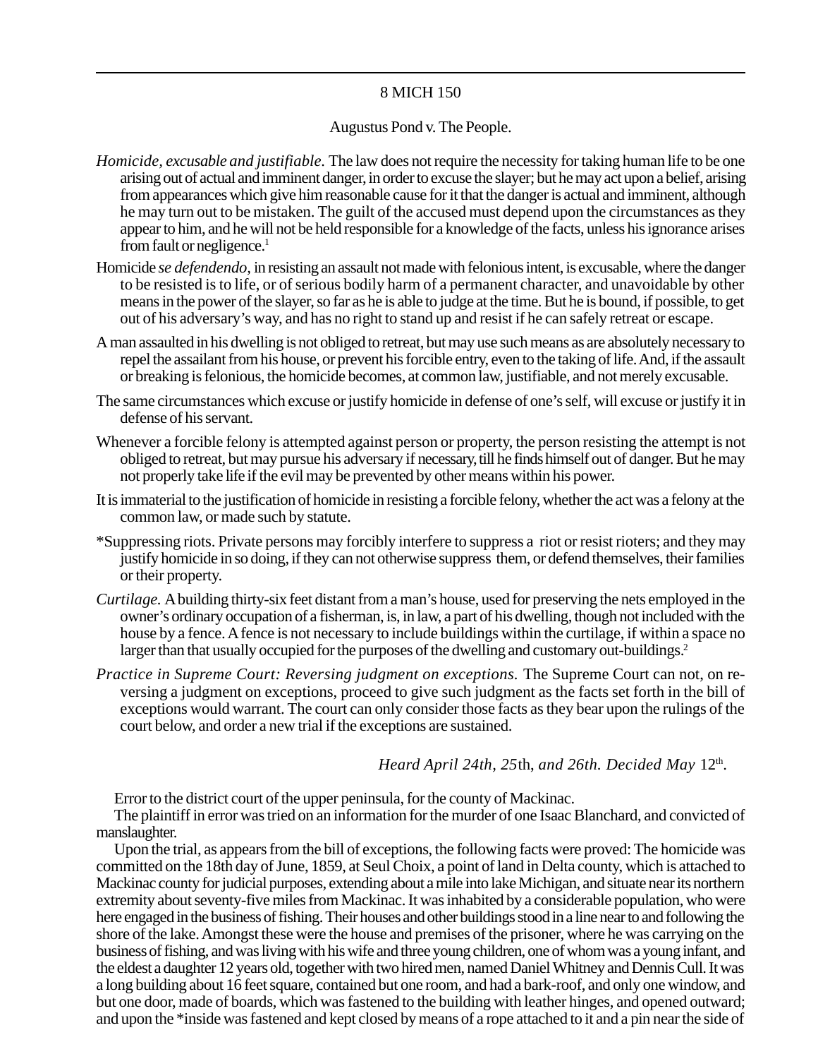8 MICH 150

Augustus Pond v. The People.

*Homicide, excusable and justifiable.* The law does not require the necessity for taking human life to be one arising out of actual and imminent danger, in order to excuse the slayer; but he may act upon a belief, arising from appearances which give him reasonable cause for it that the danger is actual and imminent, although he may turn out to be mistaken. The guilt of the accused must depend upon the circumstances as they appear to him, and he will not be held responsible for a knowledge of the facts, unless his ignorance arises from fault or negligence.[1]

Homicide *se defendendo,* in resisting an assault not made with felonious intent, is excusable, where the danger to be resisted is to life, or of serious bodily harm of a permanent character, and unavoidable by other means in the power of the slayer, so far as he is able to judge at the time. But he is bound, if possible, to get out of his adversary's way, and has no right to stand up and resist if he can safely retreat or escape.

A man assaulted in his dwelling is not obliged to retreat, but may use such means as are absolutely necessary to repel the assailant from his house, or prevent his forcible entry, even to the taking of life. And, if the assault or breaking is felonious, the homicide becomes, at common law, justifiable, and not merely excusable.

The same circumstances which excuse or justify homicide in defense of one's self, will excuse or justify it in defense of his servant.

Whenever a forcible felony is attempted against person or property, the person resisting the attempt is not obliged to retreat, but may pursue his adversary if necessary, till he finds himself out of danger. But he may not properly take life if the evil may be prevented by other means within his power.

It is immaterial to the justification of homicide in resisting a forcible felony, whether the act was a felony at the common law, or made such by statute.

*Suppressing riots. Private persons may forcibly interfere to suppress a riot or resist rioters; and they may justify homicide in so doing, if they can not otherwise suppress them, or defend themselves, their families or their property.

*Curtilage.* A building thirty-six feet distant from a man's house, used for preserving the nets employed in the owner's ordinary occupation of a fisherman, is, in law, a part of his dwelling, though not included with the house by a fence. A fence is not necessary to include buildings within the curtilage, if within a space no larger than that usually occupied for the purposes of the dwelling and customary out-buildings.[2]

*Practice in Supreme Court: Reversing judgment on exceptions.* The Supreme Court can not, on reversing a judgment on exceptions, proceed to give such judgment as the facts set forth in the bill of exceptions would warrant. The court can only consider those facts as they bear upon the rulings of the court below, and order a new trial if the exceptions are sustained.

*Heard April 24th, 25th, and 26th. Decided May 12th.*

Error to the district court of the upper peninsula, for the county of Mackinac.

The plaintiff in error was tried on an information for the murder of one Isaac Blanchard, and convicted of manslaughter.

Upon the trial, as appears from the bill of exceptions, the following facts were proved: The homicide was committed on the 18th day of June, 1859, at Seul Choix, a point of land in Delta county, which is attached to Mackinac county for judicial purposes, extending about a mile into lake Michigan, and situate near its northern extremity about seventy-five miles from Mackinac. It was inhabited by a considerable population, who were here engaged in the business of fishing. Their houses and other buildings stood in a line near to and following the shore of the lake. Amongst these were the house and premises of the prisoner, where he was carrying on the business of fishing, and was living with his wife and three young children, one of whom was a carrying infant, and the eldest a daughter 12 years old, together with two hired men, named Daniel Whitney and Dennis Cull. It was a long building about 16 feet square, contained but one room, and had a bark-roof, and only one window, and but one door, made of boards, which was fastened to the building with leather hinges, and opened outward; and upon the *inside was fastened and kept closed by means of a rope attached to it and a pin near the side of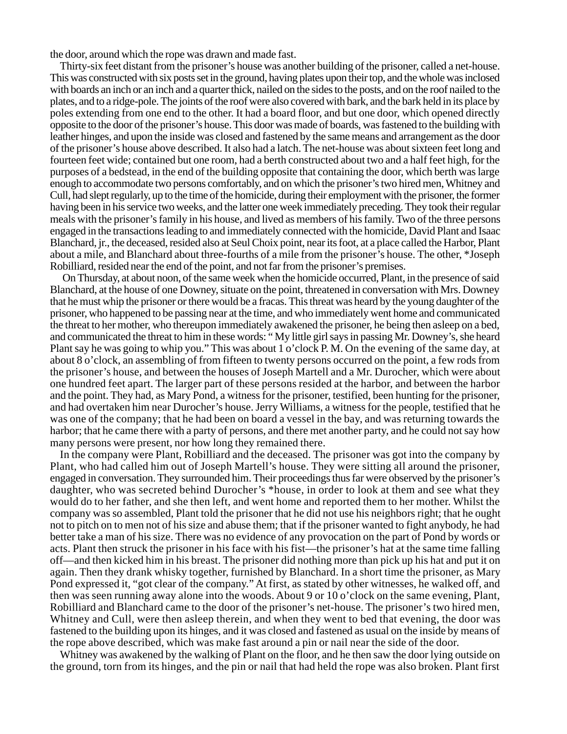the door, around which the rope was drawn and made fast.

Thirty-six feet distant from the prisoner's house was another building of the prisoner, called a net-house. This was constructed with six posts set in the ground, having plates upon their top, and the whole was inclosed with boards an inch or an inch and a quarter thick, nailed on the sides to the posts, and on the roof nailed to the plates, and to a ridge-pole. The joints of the roof were also covered with bark, and the bark held in its place by poles extending from one end to the other. It had a board floor, and but one door, which opened directly opposite to the door of the prisoner's house. This door was made of boards, was fastened to the building with leather hinges, and upon the inside was closed and fastened by the same means and arrangement as the door of the prisoner's house above described. It also had a latch. The net-house was about sixteen feet long and fourteen feet wide; contained but one room, had a berth constructed about two and a half feet high, for the purposes of a bedstead, in the end of the building opposite that containing the door, which berth was large enough to accommodate two persons comfortably, and on which the prisoner's two hired men, Whitney and Cull, had slept regularly, up to the time of the homicide, during their employment with the prisoner, the former having been in his service two weeks, and the latter one week immediately preceding. They took their regular meals with the prisoner's family in his house, and lived as members of his family. Two of the three persons engaged in the transactions leading to and immediately connected with the homicide, David Plant and Isaac Blanchard, jr., the deceased, resided also at Seul Choix point, near its foot, at a place called the Harbor, Plant about a mile, and Blanchard about three-fourths of a mile from the prisoner's house. The other, *Joseph Robilliard, resided near the end of the point, and not far from the prisoner's premises.

On Thursday, at about noon, of the same week when the homicide occurred, Plant, in the presence of said Blanchard, at the house of one Downey, situate on the point, threatened in conversation with Mrs. Downey that he must whip the prisoner or there would be a fracas. This threat was heard by the young daughter of the prisoner, who happened to be passing near at the time, and who immediately went home and communicated the threat to her mother, who thereupon immediately awakened the prisoner, he being then asleep on a bed, and communicated the threat to him in these words: " My little girl says in passing Mr. Downey's, she heard Plant say he was going to whip you." This was about 1 o'clock P. M. On the evening of the same day, at about 8 o'clock, an assembling of from fifteen to twenty persons occurred on the point, a few rods from the prisoner's house, and between the houses of Joseph Martell and a Mr. Durocher, which were about one hundred feet apart. The larger part of these persons resided at the harbor, and between the harbor and the point. They had, as Mary Pond, a witness for the prisoner, testified, been hunting for the prisoner, and had overtaken him near Durocher's house. Jerry Williams, a witness for the people, testified that he was one of the company; that he had been on board a vessel in the bay, and was returning towards the harbor; that he came there with a party of persons, and there met another party, and he could not say how many persons were present, nor how long they remained there.

In the company were Plant, Robilliard and the deceased. The prisoner was got into the company by Plant, who had called him out of Joseph Martell's house. They were sitting all around the prisoner, engaged in conversation. They surrounded him. Their proceedings thus far were observed by the prisoner's daughter, who was secreted behind Durocher's *house, in order to look at them and see what they would do to her father, and she then left, and went home and reported them to her mother. Whilst the company was so assembled, Plant told the prisoner that he did not use his neighbors right; that he ought not to pitch on to men not of his size and abuse them; that if the prisoner wanted to fight anybody, he had better take a man of his size. There was no evidence of any provocation on the part of Pond by words or acts. Plant then struck the prisoner in his face with his fist—the prisoner's hat at the same time falling off—and then kicked him in his breast. The prisoner did nothing more than pick up his hat and put it on again. Then they drank whisky together, furnished by Blanchard. In a short time the prisoner, as Mary Pond expressed it, "got clear of the company." At first, as stated by other witnesses, he walked off, and then was seen running away alone into the woods. About 9 or 10 o'clock on the same evening, Plant, Robilliard and Blanchard came to the door of the prisoner's net-house. The prisoner's two hired men, Whitney and Cull, were then asleep therein, and when they went to bed that evening, the door was fastened to the building upon its hinges, and it was closed and fastened as usual on the inside by means of the rope above described, which was make fast around a pin or nail near the side of the door.

Whitney was awakened by the walking of Plant on the floor, and he then saw the door lying outside on the ground, torn from its hinges, and the pin or nail that had held the rope was also broken. Plant first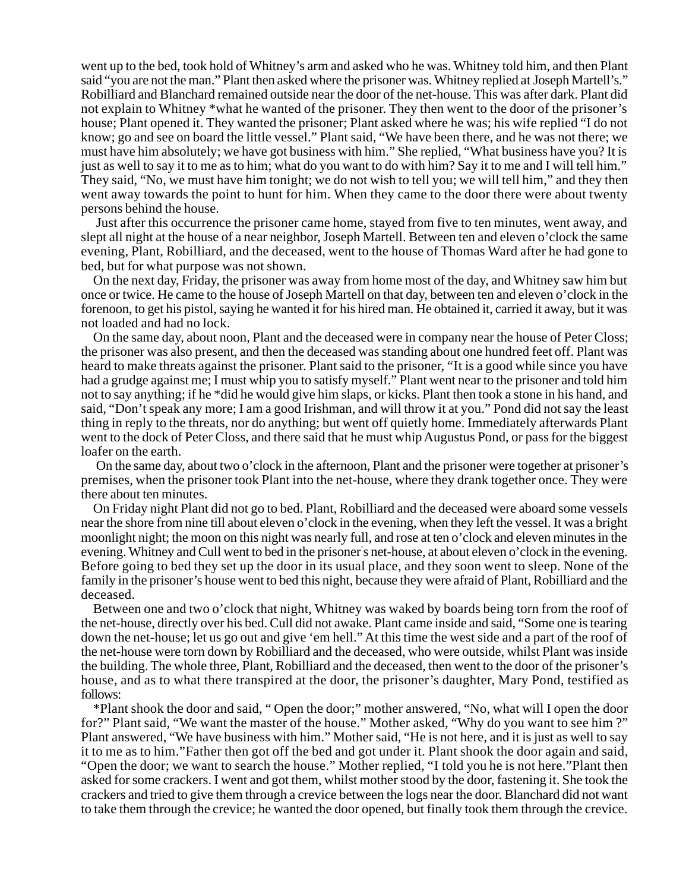went up to the bed, took hold of Whitney's arm and asked who he was. Whitney told him, and then Plant said "you are not the man." Plant then asked where the prisoner was. Whitney replied at Joseph Martell's." Robilliard and Blanchard remained outside near the door of the net-house. This was after dark. Plant did not explain to Whitney *what he wanted of the prisoner. They then went to the door of the prisoner's house; Plant opened it. They wanted the prisoner; Plant asked where he was; his wife replied "I do not know; go and see on board the little vessel." Plant said, "We have been there, and he was not there; we must have him absolutely; we have got business with him." She replied, "What business have you? It is just as well to say it to me as to him; what do you want to do with him? Say it to me and I will tell him." They said, "No, we must have him tonight; we do not wish to tell you; we will tell him," and they then went away towards the point to hunt for him. When they came to the door there were about twenty persons behind the house.

Just after this occurrence the prisoner came home, stayed from five to ten minutes, went away, and slept all night at the house of a near neighbor, Joseph Martell. Between ten and eleven o'clock the same evening, Plant, Robilliard, and the deceased, went to the house of Thomas Ward after he had gone to bed, but for what purpose was not shown.

On the next day, Friday, the prisoner was away from home most of the day, and Whitney saw him but once or twice. He came to the house of Joseph Martell on that day, between ten and eleven o'clock in the forenoon, to get his pistol, saying he wanted it for his hired man. He obtained it, carried it away, but it was not loaded and had no lock.

On the same day, about noon, Plant and the deceased were in company near the house of Peter Closs; the prisoner was also present, and then the deceased was standing about one hundred feet off. Plant was heard to make threats against the prisoner. Plant said to the prisoner, "It is a good while since you have had a grudge against me; I must whip you to satisfy myself." Plant went near to the prisoner and told him not to say anything; if he *did he would give him slaps, or kicks. Plant then took a stone in his hand, and said, "Don't speak any more; I am a good Irishman, and will throw it at you." Pond did not say the least thing in reply to the threats, nor do anything; but went off quietly home. Immediately afterwards Plant went to the dock of Peter Closs, and there said that he must whip Augustus Pond, or pass for the biggest loafer on the earth.

On the same day, about two o'clock in the afternoon, Plant and the prisoner were together at prisoner's premises, when the prisoner took Plant into the net-house, where they drank together once. They were there about ten minutes.

On Friday night Plant did not go to bed. Plant, Robilliard and the deceased were aboard some vessels near the shore from nine till about eleven o'clock in the evening, when they left the vessel. It was a bright moonlight night; the moon on this night was nearly full, and rose at ten o'clock and eleven minutes in the evening. Whitney and Cull went to bed in the prisoner's net-house, at about eleven o'clock in the evening. Before going to bed they set up the door in its usual place, and they soon went to sleep. None of the family in the prisoner's house went to bed this night, because they were afraid of Plant, Robilliard and the deceased.

Between one and two o'clock that night, Whitney was waked by boards being torn from the roof of the net-house, directly over his bed. Cull did not awake. Plant came inside and said, "Some one is tearing down the net-house; let us go out and give 'em hell." At this time the west side and a part of the roof of the net-house were torn down by Robilliard and the deceased, who were outside, whilst Plant was inside the building. The whole three, Plant, Robilliard and the deceased, then went to the door of the prisoner's house, and as to what there transpired at the door, the prisoner's daughter, Mary Pond, testified as follows:

*Plant shook the door and said, " Open the door;" mother answered, "No, what will I open the door for?" Plant said, "We want the master of the house." Mother asked, "Why do you want to see him ?" Plant answered, "We have business with him." Mother said, "He is not here, and it is just as well to say it to me as to him."Father then got off the bed and got under it. Plant shook the door again and said, "Open the door; we want to search the house." Mother replied, "I told you he is not here."Plant then asked for some crackers. I went and got them, whilst mother stood by the door, fastening it. She took the crackers and tried to give them through a crevice between the logs near the door. Blanchard did not want to take them through the crevice; he wanted the door opened, but finally took them through the crevice.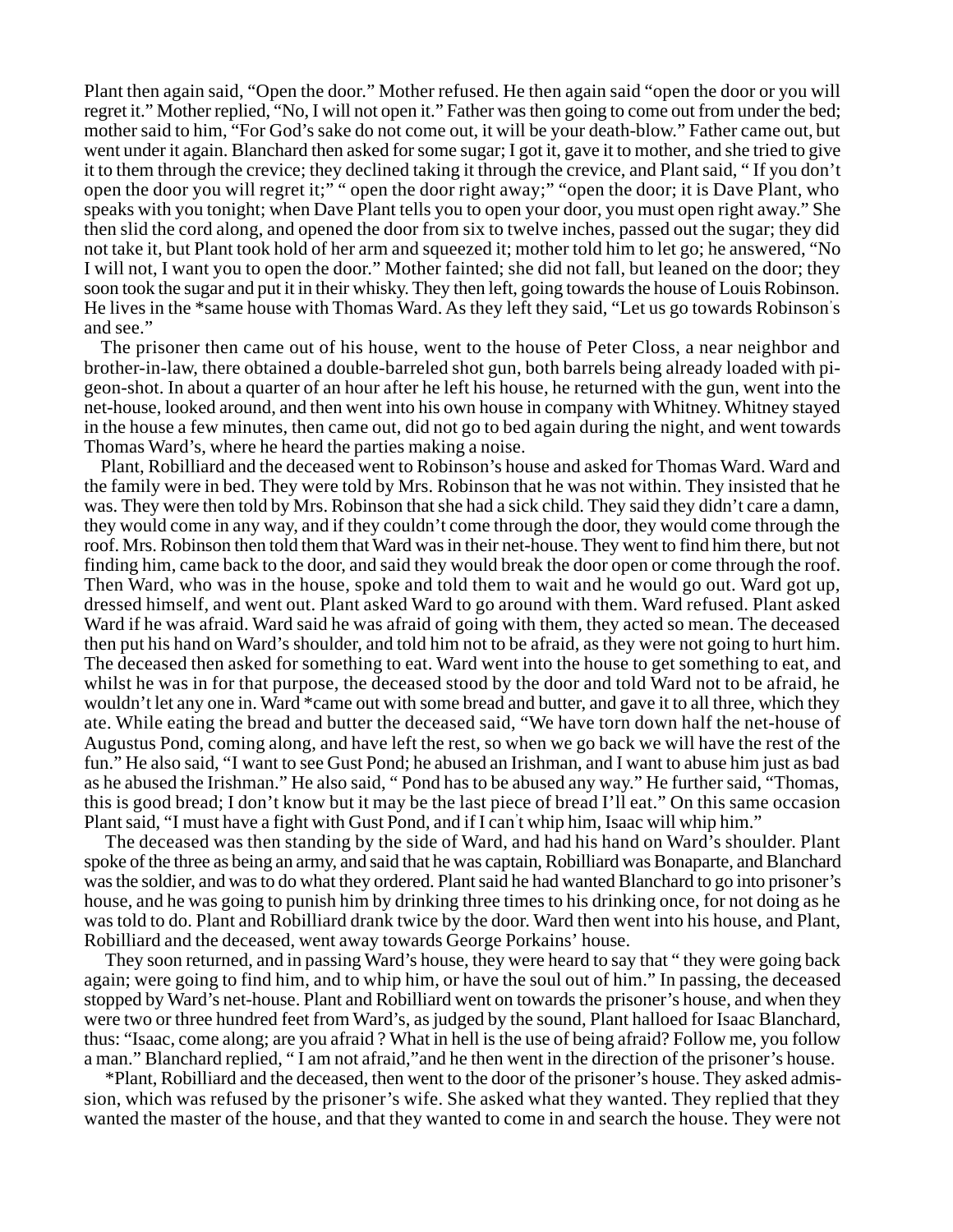Plant then again said, "Open the door." Mother refused. He then again said "open the door or you will regret it." Mother replied, "No, I will not open it." Father was then going to come out from under the bed; mother said to him, "For God's sake do not come out, it will be your death-blow." Father came out, but went under it again. Blanchard then asked for some sugar; I got it, gave it to mother, and she tried to give it to them through the crevice; they declined taking it through the crevice, and Plant said, " If you don't open the door you will regret it;" " open the door right away;" "open the door; it is Dave Plant, who speaks with you tonight; when Dave Plant tells you to open your door, you must open right away." She then slid the cord along, and opened the door from six to twelve inches, passed out the sugar; they did not take it, but Plant took hold of her arm and squeezed it; mother told him to let go; he answered, "No I will not, I want you to open the door." Mother fainted; she did not fall, but leaned on the door; they soon took the sugar and put it in their whisky. They then left, going towards the house of Louis Robinson. He lives in the *same house with Thomas Ward. As they left they said, "Let us go towards Robinson's and see."

The prisoner then came out of his house, went to the house of Peter Closs, a near neighbor and brother-in-law, there obtained a double-barreled shot gun, both barrels being already loaded with pigeon-shot. In about a quarter of an hour after he left his house, he returned with the gun, went into the net-house, looked around, and then went into his own house in company with Whitney. Whitney stayed in the house a few minutes, then came out, did not go to bed again during the night, and went towards Thomas Ward's, where he heard the parties making a noise.

Plant, Robilliard and the deceased went to Robinson's house and asked for Thomas Ward. Ward and the family were in bed. They were told by Mrs. Robinson that he was not within. They insisted that he was. They were then told by Mrs. Robinson that she had a sick child. They said they didn't care a damn, they would come in any way, and if they couldn't come through the door, they would come through the roof. Mrs. Robinson then told them that Ward was in their net-house. They went to find him there, but not finding him, came back to the door, and said they would break the door open or come through the roof. Then Ward, who was in the house, spoke and told them to wait and he would go out. Ward got up, dressed himself, and went out. Plant asked Ward to go around with them. Ward refused. Plant asked Ward if he was afraid. Ward said he was afraid of going with them, they acted so mean. The deceased then put his hand on Ward's shoulder, and told him not to be afraid, as they were not going to hurt him. The deceased then asked for something to eat. Ward went into the house to get something to eat, and whilst he was in for that purpose, the deceased stood by the door and told Ward not to be afraid, he wouldn't let any one in. Ward *came out with some bread and butter, and gave it to all three, which they ate. While eating the bread and butter the deceased said, "We have torn down half the net-house of Augustus Pond, coming along, and have left the rest, so when we go back we will have the rest of the fun." He also said, "I want to see Gust Pond; he abused an Irishman, and I want to abuse him just as bad as he abused the Irishman." He also said, " Pond has to be abused any way." He further said, "Thomas, this is good bread; I don't know but it may be the last piece of bread I'll eat." On this same occasion Plant said, "I must have a fight with Gust Pond, and if I can't whip him, Isaac will whip him."

The deceased was then standing by the side of Ward, and had his hand on Ward's shoulder. Plant spoke of the three as being an army, and said that he was captain, Robilliard was Bonaparte, and Blanchard was the soldier, and was to do what they ordered. Plant said he had wanted Blanchard to go into prisoner's house, and he was going to punish him by drinking three times to his drinking once, for not doing as he was told to do. Plant and Robilliard drank twice by the door. Ward then went into his house, and Plant, Robilliard and the deceased, went away towards George Porkains' house.

They soon returned, and in passing Ward's house, they were heard to say that " they were going back again; were going to find him, and to whip him, or have the soul out of him." In passing, the deceased stopped by Ward's net-house. Plant and Robilliard went on towards the prisoner's house, and when they were two or three hundred feet from Ward's, as judged by the sound, Plant halloed for Isaac Blanchard, thus: "Isaac, come along; are you afraid ? What in hell is the use of being afraid? Follow me, you follow a man." Blanchard replied, " I am not afraid,"and he then went in the direction of the prisoner's house.

*Plant, Robilliard and the deceased, then went to the door of the prisoner's house. They asked admission, which was refused by the prisoner's wife. She asked what they wanted. They replied that they wanted the master of the house, and that they wanted to come in and search the house. They were not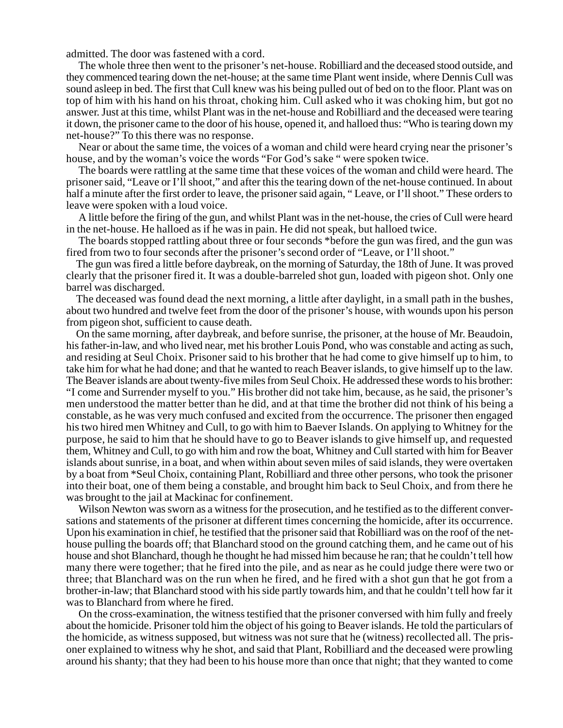admitted. The door was fastened with a cord.

The whole three then went to the prisoner's net-house. Robilliard and the deceased stood outside, and they commenced tearing down the net-house; at the same time Plant went inside, where Dennis Cull was sound asleep in bed. The first that Cull knew was his being pulled out of bed on to the floor. Plant was on top of him with his hand on his throat, choking him. Cull asked who it was choking him, but got no answer. Just at this time, whilst Plant was in the net-house and Robilliard and the deceased were tearing it down, the prisoner came to the door of his house, opened it, and halloed thus: "Who is tearing down my net-house?" To this there was no response.

Near or about the same time, the voices of a woman and child were heard crying near the prisoner's house, and by the woman's voice the words "For God's sake " were spoken twice.

The boards were rattling at the same time that these voices of the woman and child were heard. The prisoner said, "Leave or I'll shoot," and after this the tearing down of the net-house continued. In about half a minute after the first order to leave, the prisoner said again, " Leave, or I'll shoot." These orders to leave were spoken with a loud voice.

A little before the firing of the gun, and whilst Plant was in the net-house, the cries of Cull were heard in the net-house. He halloed as if he was in pain. He did not speak, but halloed twice.

The boards stopped rattling about three or four seconds *before the gun was fired, and the gun was fired from two to four seconds after the prisoner's second order of "Leave, or I'll shoot."

The gun was fired a little before daybreak, on the morning of Saturday, the 18th of June. It was proved clearly that the prisoner fired it. It was a double-barreled shot gun, loaded with pigeon shot. Only one barrel was discharged.

The deceased was found dead the next morning, a little after daylight, in a small path in the bushes, about two hundred and twelve feet from the door of the prisoner's house, with wounds upon his person from pigeon shot, sufficient to cause death.

On the same morning, after daybreak, and before sunrise, the prisoner, at the house of Mr. Beaudoin, his father-in-law, and who lived near, met his brother Louis Pond, who was constable and acting as such, and residing at Seul Choix. Prisoner said to his brother that he had come to give himself up to him, to take him for what he had done; and that he wanted to reach Beaver islands, to give himself up to the law. The Beaver islands are about twenty-five miles from Seul Choix. He addressed these words to his brother: "I come and Surrender myself to you." His brother did not take him, because, as he said, the prisoner's men understood the matter better than he did, and at that time the brother did not think of his being a constable, as he was very much confused and excited from the occurrence. The prisoner then engaged his two hired men Whitney and Cull, to go with him to Baever Islands. On applying to Whitney for the purpose, he said to him that he should have to go to Beaver islands to give himself up, and requested them, Whitney and Cull, to go with him and row the boat, Whitney and Cull started with him for Beaver islands about sunrise, in a boat, and when within about seven miles of said islands, they were overtaken by a boat from *Seul Choix, containing Plant, Robilliard and three other persons, who took the prisoner into their boat, one of them being a constable, and brought him back to Seul Choix, and from there he was brought to the jail at Mackinac for confinement.

Wilson Newton was sworn as a witness for the prosecution, and he testified as to the different conversations and statements of the prisoner at different times concerning the homicide, after its occurrence. Upon his examination in chief, he testified that the prisoner said that Robilliard was on the roof of the net-house pulling the boards off; that Blanchard stood on the ground catching them, and he came out of his house and shot Blanchard, though he thought he had missed him because he ran; that he couldn't tell how many there were together; that he fired into the pile, and as near as he could judge there were two or three; that Blanchard was on the run when he fired, and he fired with a shot gun that he got from a brother-in-law; that Blanchard stood with his side partly towards him, and that he couldn't tell how far it was to Blanchard from where he fired.

On the cross-examination, the witness testified that the prisoner conversed with him fully and freely about the homicide. Prisoner told him the object of his going to Beaver islands. He told the particulars of the homicide, as witness supposed, but witness was not sure that he (witness) recollected all. The prisoner explained to witness why he shot, and said that Plant, Robilliard and the deceased were prowling around his shanty; that they had been to his house more than once that night; that they wanted to come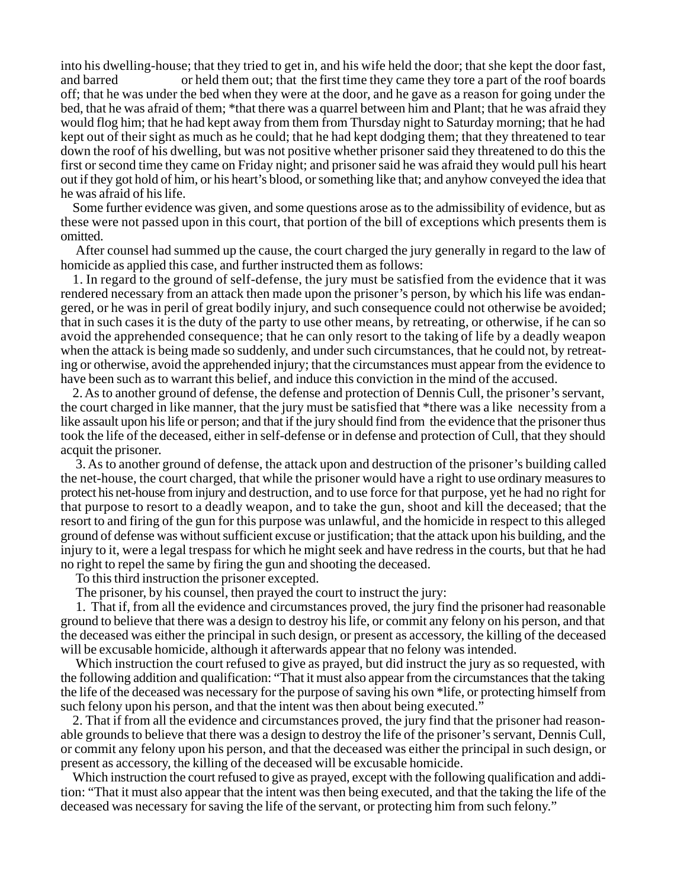into his dwelling-house; that they tried to get in, and his wife held the door; that she kept the door fast, and barred or held them out; that the first time they came they tore a part of the roof boards off; that he was under the bed when they were at the door, and he gave as a reason for going under the bed, that he was afraid of them; *that there was a quarrel between him and Plant; that he was afraid they would flog him; that he had kept away from them from Thursday night to Saturday morning; that he had kept out of their sight as much as he could; that he had kept dodging them; that they threatened to tear down the roof of his dwelling, but was not positive whether prisoner said they threatened to do this the first or second time they came on Friday night; and prisoner said he was afraid they would pull his heart out if they got hold of him, or his heart's blood, or something like that; and anyhow conveyed the idea that he was afraid of his life.

Some further evidence was given, and some questions arose as to the admissibility of evidence, but as these were not passed upon in this court, that portion of the bill of exceptions which presents them is omitted.

After counsel had summed up the cause, the court charged the jury generally in regard to the law of homicide as applied this case, and further instructed them as follows:

1. In regard to the ground of self-defense, the jury must be satisfied from the evidence that it was rendered necessary from an attack then made upon the prisoner's person, by which his life was endangered, or he was in peril of great bodily injury, and such consequence could not otherwise be avoided; that in such cases it is the duty of the party to use other means, by retreating, or otherwise, if he can so avoid the apprehended consequence; that he can only resort to the taking of life by a deadly weapon when the attack is being made so suddenly, and under such circumstances, that he could not, by retreating or otherwise, avoid the apprehended injury; that the circumstances must appear from the evidence to have been such as to warrant this belief, and induce this conviction in the mind of the accused.

2. As to another ground of defense, the defense and protection of Dennis Cull, the prisoner's servant, the court charged in like manner, that the jury must be satisfied that *there was a like necessity from a like assault upon his life or person; and that if the jury should find from the evidence that the prisoner thus took the life of the deceased, either in self-defense or in defense and protection of Cull, that they should acquit the prisoner.

3. As to another ground of defense, the attack upon and destruction of the prisoner's building called the net-house, the court charged, that while the prisoner would have a right to use ordinary measures to protect his net-house from injury and destruction, and to use force for that purpose, yet he had no right for that purpose to resort to a deadly weapon, and to take the gun, shoot and kill the deceased; that the resort to and firing of the gun for this purpose was unlawful, and the homicide in respect to this alleged ground of defense was without sufficient excuse or justification; that the attack upon his building, and the injury to it, were a legal trespass for which he might seek and have redress in the courts, but that he had no right to repel the same by firing the gun and shooting the deceased.

To this third instruction the prisoner excepted.

The prisoner, by his counsel, then prayed the court to instruct the jury:

1. That if, from all the evidence and circumstances proved, the jury find the prisoner had reasonable ground to believe that there was a design to destroy his life, or commit any felony on his person, and that the deceased was either the principal in such design, or present as accessory, the killing of the deceased will be excusable homicide, although it afterwards appear that no felony was intended.

Which instruction the court refused to give as prayed, but did instruct the jury as so requested, with the following addition and qualification: "That it must also appear from the circumstances that the taking the life of the deceased was necessary for the purpose of saving his own *life, or protecting himself from such felony upon his person, and that the intent was then about being executed."

2. That if from all the evidence and circumstances proved, the jury find that the prisoner had reasonable grounds to believe that there was a design to destroy the life of the prisoner's servant, Dennis Cull, or commit any felony upon his person, and that the deceased was either the principal in such design, or present as accessory, the killing of the deceased will be excusable homicide.

Which instruction the court refused to give as prayed, except with the following qualification and addition: "That it must also appear that the intent was then being executed, and that the taking the life of the deceased was necessary for saving the life of the servant, or protecting him from such felony."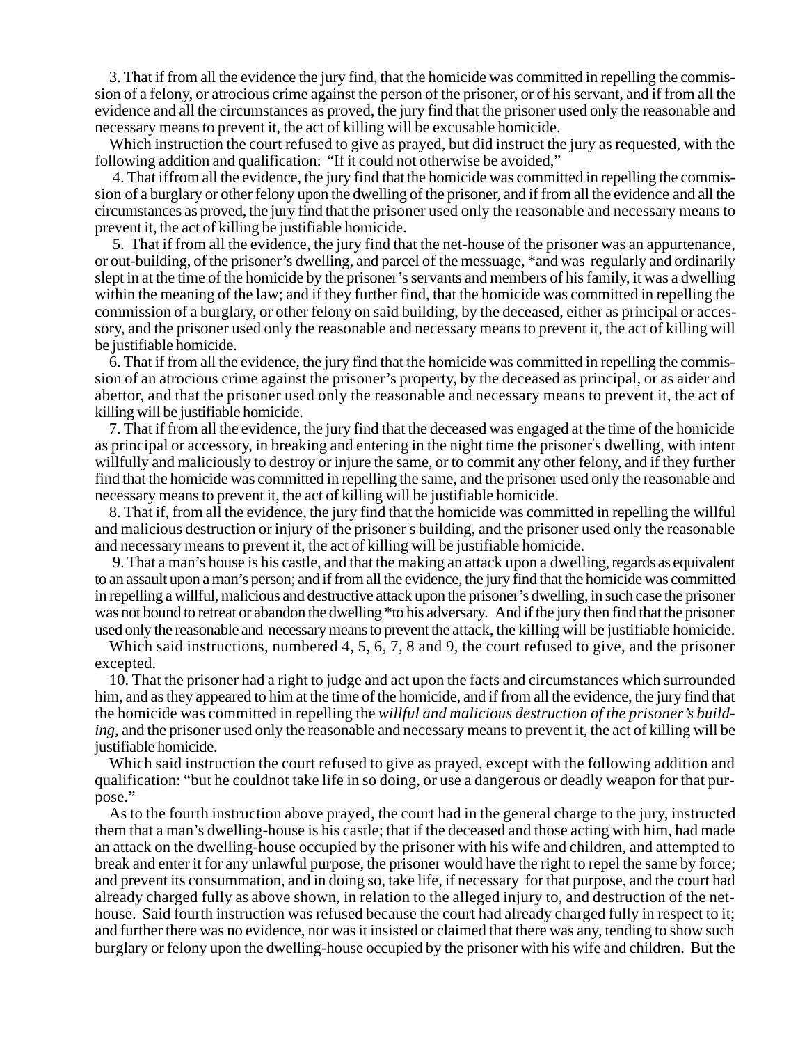3. That if from all the evidence the jury find, that the homicide was committed in repelling the commission of a felony, or atrocious crime against the person of the prisoner, or of his servant, and if from all the evidence and all the circumstances as proved, the jury find that the prisoner used only the reasonable and necessary means to prevent it, the act of killing will be excusable homicide.

Which instruction the court refused to give as prayed, but did instruct the jury as requested, with the following addition and qualification: "If it could not otherwise be avoided,"

4. That iffrom all the evidence, the jury find that the homicide was committed in repelling the commission of a burglary or other felony upon the dwelling of the prisoner, and if from all the evidence and all the circumstances as proved, the jury find that the prisoner used only the reasonable and necessary means to prevent it, the act of killing be justifiable homicide.

5. That if from all the evidence, the jury find that the net-house of the prisoner was an appurtenance, or out-building, of the prisoner's dwelling, and parcel of the message, *and was regularly and ordinarily slept in at the time of the homicide by the prisoner's servants and members of his family, it was a dwelling within the meaning of the law; and if they further find, that the homicide was committed in repelling the commission of a burglary, or other felony on said building, by the deceased, either as principal or accessory, and the prisoner used only the reasonable and necessary means to prevent it, the act of killing will be justifiable homicide.

6. That if from all the evidence, the jury find that the homicide was committed in repelling the commission of an atrocious crime against the prisoner's property, by the deceased as principal, or as aider and abettor, and that the prisoner used only the reasonable and necessary means to prevent it, the act of killing will be justifiable homicide.

7. That if from all the evidence, the jury find that the deceased was engaged at the time of the homicide as principal or accessory, in breaking and entering in the night time the prisoner's dwelling, with intent willfully and maliciously to destroy or injure the same, or to commit any other felony, and if they further find that the homicide was committed in repelling the same, and the prisoner used only the reasonable and necessary means to prevent it, the act of killing will be justifiable homicide.

8. That if, from all the evidence, the jury find that the homicide was committed in repelling the willful and malicious destruction or injury of the prisoner's building, and the prisoner used only the reasonable and necessary means to prevent it, the act of killing will be justifiable homicide.

9. That a man's house is his castle, and that the making an attack upon a dwelling, regards as equivalent to an assault upon a man's person; and if from all the evidence, the jury find that the homicide was committed in repelling a willful, malicious and destructive attack upon the prisoner's dwelling, in such case the prisoner was not bound to retreat or abandon the dwelling *to his adversary. And if the jury then find that the prisoner used only the reasonable and necessary means to prevent the attack, the killing will be justifiable homicide.

Which said instructions, numbered 4, 5, 6, 7, 8 and 9, the court refused to give, and the prisoner excepted.

10. That the prisoner had a right to judge and act upon the facts and circumstances which surrounded him, and as they appeared to him at the time of the homicide, and if from all the evidence, the jury find that the homicide was committed in repelling the *willful and malicious destruction of the prisoner's building,* and the prisoner used only the reasonable and necessary means to prevent it, the act of killing will be justifiable homicide.

Which said instruction the court refused to give as prayed, except with the following addition and qualification: "but he couldnot take life in so doing, or use a dangerous or deadly weapon for that purpose."

As to the fourth instruction above prayed, the court had in the general charge to the jury, instructed them that a man's dwelling-house is his castle; that if the deceased and those acting with him, had made an attack on the dwelling-house occupied by the prisoner with his wife and children, and attempted to break and enter it for any unlawful purpose, the prisoner would have the right to repel the same by force; and prevent its consummation, and in doing so, take life, if necessary for that purpose, and the court had already charged fully as above shown, in relation to the alleged injury to, and destruction of the net-house. Said fourth instruction was refused because the court had already charged fully in respect to it; and further there was no evidence, nor was it insisted or claimed that there was any, tending to show such burglary or felony upon the dwelling-house occupied by the prisoner with his wife and children. But the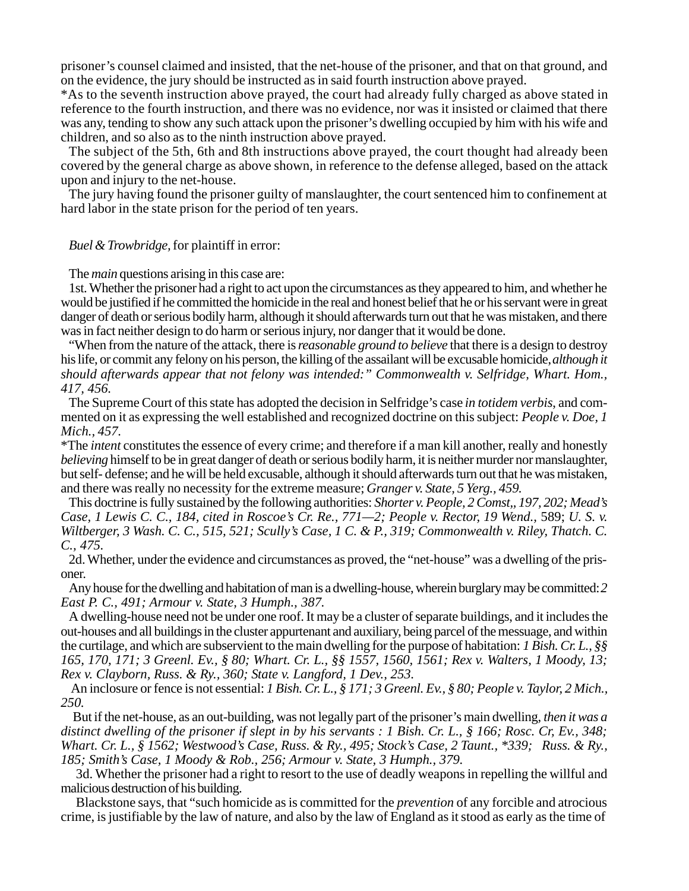prisoner's counsel claimed and insisted, that the net-house of the prisoner, and that on that ground, and on the evidence, the jury should be instructed as in said fourth instruction above prayed.

*As to the seventh instruction above prayed, the court had already fully charged as above stated in reference to the fourth instruction, and there was no evidence, nor was it insisted or claimed that there was any, tending to show any such attack upon the prisoner's dwelling occupied by him with his wife and children, and so also as to the ninth instruction above prayed.

The subject of the 5th, 6th and 8th instructions above prayed, the court thought had already been covered by the general charge as above shown, in reference to the defense alleged, based on the attack upon and injury to the net-house.

The jury having found the prisoner guilty of manslaughter, the court sentenced him to confinement at hard labor in the state prison for the period of ten years.

*Buel & Trowbridge*, for plaintiff in error:

The *main* questions arising in this case are:

1st. Whether the prisoner had a right to act upon the circumstances as they appeared to him, and whether he would be justified if he committed the homicide in the real and honest belief that he or his servant were in great danger of death or serious bodily harm, although it should afterwards turn out that he was mistaken, and there was in fact neither design to do harm or serious injury, nor danger that it would be done.

"When from the nature of the attack, there is *reasonable ground to believe* that there is a design to destroy his life, or commit any felony on his person, the killing of the assailant will be excusable homicide, *although it should afterwards appear that not felony was intended:" Commonwealth v. Selfridge, Whart. Hom., 417, 456.*

The Supreme Court of this state has adopted the decision in Selfridge's case *in totidem verbis*, and commented on it as expressing the well established and recognized doctrine on this subject: *People v. Doe, 1 Mich., 457.*

*The *intent* constitutes the essence of every crime; and therefore if a man kill another, really and honestly *believing* himself to be in great danger of death or serious bodily harm, it is neither murder nor manslaughter, but self- defense; and he will be held excusable, although it should afterwards turn out that he was mistaken, and there was really no necessity for the extreme measure; *Granger v. State, 5 Yerg., 459.*

This doctrine is fully sustained by the following authorities: *Shorter v. People, 2 Comst,, 197, 202; Mead's Case, 1 Lewis C. C., 184, cited in Roscoe's Cr. Re., 771—2; People v. Rector, 19 Wend.,* 589; *U. S. v. Wiltberger, 3 Wash. C. C., 515, 521; Scully's Case, 1 C. & P., 319; Commonwealth v. Riley, Thatch. C. C., 475.*

2d. Whether, under the evidence and circumstances as proved, the "net-house" was a dwelling of the prisoner.

Any house for the dwelling and habitation of man is a dwelling-house, wherein burglary may be committed: *2 East P. C., 491; Armour v. State, 3 Humph., 387.*

A dwelling-house need not be under one roof. It may be a cluster of separate buildings, and it includes the out-houses and all buildings in the cluster appurtenant and auxiliary, being parcel of the messuage, and within the curtilage, and which are subservient to the main dwelling for the purpose of habitation: *1 Bish. Cr. L., §§ 165, 170, 171; 3 Greenl. Ev., § 80; Whart. Cr. L., §§ 1557, 1560, 1561; Rex v. Walters, 1 Moody, 13; Rex v. Clayborn, Russ. & Ry., 360; State v. Langford, 1 Dev., 253.*

An inclosure or fence is not essential: *1 Bish. Cr. L., § 171; 3 Greenl. Ev., § 80; People v. Taylor, 2 Mich., 250.*

But if the net-house, as an out-building, was not legally part of the prisoner's main dwelling, *then it was a distinct dwelling of the prisoner if slept in by his servants : 1 Bish. Cr. L., § 166; Rosc. Cr, Ev., 348; Whart. Cr. L., § 1562; Westwood's Case, Russ. & Ry., 495; Stock's Case, 2 Taunt., *339; Russ. & Ry., 185; Smith's Case, 1 Moody & Rob., 256; Armour v. State, 3 Humph., 379.*

3d. Whether the prisoner had a right to resort to the use of deadly weapons in repelling the willful and malicious destruction of his building.

Blackstone says, that "such homicide as is committed for the *prevention* of any forcible and atrocious crime, is justifiable by the law of nature, and also by the law of England as it stood as early as the time of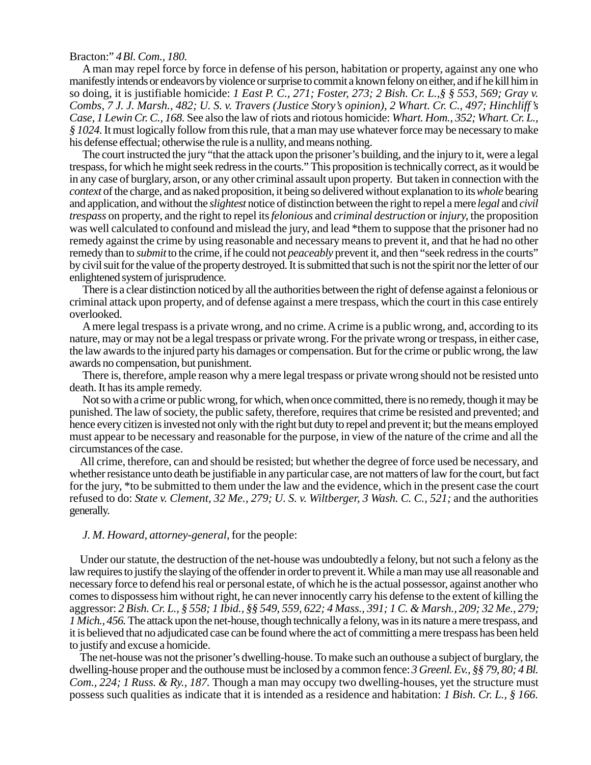Bracton:" *4 Bl. Com., 180.*

A man may repel force by force in defense of his person, habitation or property, against any one who manifestly intends or endeavors by violence or surprise to commit a known felony on either, and if he kill him in so doing, it is justifiable homicide: *1 East P. C., 271; Foster, 273; 2 Bish. Cr. L.,§ § 553, 569; Gray v. Combs, 7 J. J. Marsh., 482; U. S. v. Travers (Justice Story's opinion), 2 Whart. Cr. C., 497; Hinchliff's Case, 1 Lewin Cr. C., 168.* See also the law of riots and riotous homicide: *Whart. Hom., 352; Whart. Cr. L., § 1024.* It must logically follow from this rule, that a man may use whatever force may be necessary to make his defense effectual; otherwise the rule is a nullity, and means nothing.

The court instructed the jury "that the attack upon the prisoner's building, and the injury to it, were a legal trespass, for which he might seek redress in the courts." This proposition is technically correct, as it would be in any case of burglary, arson, or any other criminal assault upon property. But taken in connection with the *context* of the charge, and as naked proposition, it being so delivered without explanation to its *whole* bearing and application, and without the *slightest* notice of distinction between the right to repel a mere *legal* and *civil trespass* on property, and the right to repel its *felonious* and *criminal destruction* or *injury*, the proposition was well calculated to confound and mislead the jury, and lead *them to suppose that the prisoner had no remedy against the crime by using reasonable and necessary means to prevent it, and that he had no other remedy than to *submit* to the crime, if he could not *peaceably* prevent it, and then "seek redress in the courts" by civil suit for the value of the property destroyed. It is submitted that such is not the spirit nor the letter of our enlightened system of jurisprudence.

There is a clear distinction noticed by all the authorities between the right of defense against a felonious or criminal attack upon property, and of defense against a mere trespass, which the court in this case entirely overlooked.

A mere legal trespass is a private wrong, and no crime. A crime is a public wrong, and, according to its nature, may or may not be a legal trespass or private wrong. For the private wrong or trespass, in either case, the law awards to the injured party his damages or compensation. But for the crime or public wrong, the law awards no compensation, but punishment.

There is, therefore, ample reason why a mere legal trespass or private wrong should not be resisted unto death. It has its ample remedy.

Not so with a crime or public wrong, for which, when once committed, there is no remedy, though it may be punished. The law of society, the public safety, therefore, requires that crime be resisted and prevented; and hence every citizen is invested not only with the right but duty to repel and prevent it; but the means employed must appear to be necessary and reasonable for the purpose, in view of the nature of the crime and all the circumstances of the case.

All crime, therefore, can and should be resisted; but whether the degree of force used be necessary, and whether resistance unto death be justifiable in any particular case, are not matters of law for the court, but fact for the jury, *to be submitted to them under the law and the evidence, which in the present case the court refused to do: *State v. Clement, 32 Me., 279; U. S. v. Wiltberger, 3 Wash. C. C., 521;* and the authorities generally.

*J. M. Howard, attorney-general,* for the people:

Under our statute, the destruction of the net-house was undoubtedly a felony, but not such a felony as the law requires to justify the slaying of the offender in order to prevent it. While a man may use all reasonable and necessary force to defend his real or personal estate, of which he is the actual possessor, against another who comes to dispossess him without right, he can never innocently carry his defense to the extent of killing the aggressor: *2 Bish. Cr. L., § 558; 1 Ibid., §§ 549, 559, 622; 4 Mass., 391; 1 C. & Marsh., 209; 32 Me., 279; 1 Mich., 456.* The attack upon the net-house, though technically a felony, was in its nature a mere trespass, and it is believed that no adjudicated case can be found where the act of committing a mere trespass has been held to justify and excuse a homicide.

The net-house was not the prisoner's dwelling-house. To make such an outhouse a subject of burglary, the dwelling-house proper and the outhouse must be inclosed by a common fence: *3 Greenl. Ev., §§ 79, 80; 4 Bl. Com., 224; 1 Russ. & Ry., 187.* Though a man may occupy two dwelling-houses, yet the structure must possess such qualities as indicate that it is intended as a residence and habitation: *1 Bish. Cr. L., § 166.*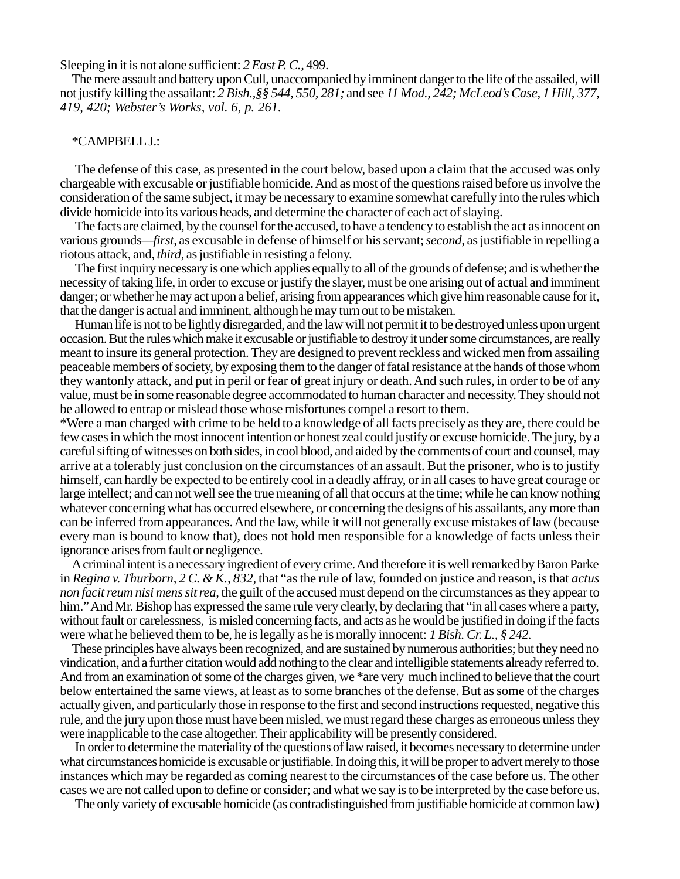Sleeping in it is not alone sufficient: *2 East P. C.*, 499.

The mere assault and battery upon Cull, unaccompanied by imminent danger to the life of the assailed, will not justify killing the assailant: *2 Bish.,§§ 544, 550, 281;* and see *11 Mod., 242; McLeod's Case, 1 Hill, 377, 419, 420; Webster's Works, vol. 6, p. 261.*

*CAMPBELL J.:

The defense of this case, as presented in the court below, based upon a claim that the accused was only chargeable with excusable or justifiable homicide. And as most of the questions raised before us involve the consideration of the same subject, it may be necessary to examine somewhat carefully into the rules which divide homicide into its various heads, and determine the character of each act of slaying.

The facts are claimed, by the counsel for the accused, to have a tendency to establish the act as innocent on various grounds—*first,* as excusable in defense of himself or his servant; *second,* as justifiable in repelling a riotous attack, and, *third,* as justifiable in resisting a felony.

The first inquiry necessary is one which applies equally to all of the grounds of defense; and is whether the necessity of taking life, in order to excuse or justify the slayer, must be one arising out of actual and imminent danger; or whether he may act upon a belief, arising from appearances which give him reasonable cause for it, that the danger is actual and imminent, although he may turn out to be mistaken.

Human life is not to be lightly disregarded, and the law will not permit it to be destroyed unless upon urgent occasion. But the rules which make it excusable or justifiable to destroy it under some circumstances, are really meant to insure its general protection. They are designed to prevent reckless and wicked men from assailing peaceable members of society, by exposing them to the danger of fatal resistance at the hands of those whom they wantonly attack, and put in peril or fear of great injury or death. And such rules, in order to be of any value, must be in some reasonable degree accommodated to human character and necessity. They should not be allowed to entrap or mislead those whose misfortunes compel a resort to them.

*Were a man charged with crime to be held to a knowledge of all facts precisely as they are, there could be few cases in which the most innocent intention or honest zeal could justify or excuse homicide. The jury, by a careful sifting of witnesses on both sides, in cool blood, and aided by the comments of court and counsel, may arrive at a tolerably just conclusion on the circumstances of an assault. But the prisoner, who is to justify himself, can hardly be expected to be entirely cool in a deadly affray, or in all cases to have great courage or large intellect; and can not well see the true meaning of all that occurs at the time; while he can know nothing whatever concerning what has occurred elsewhere, or concerning the designs of his assailants, any more than can be inferred from appearances. And the law, while it will not generally excuse mistakes of law (because every man is bound to know that), does not hold men responsible for a knowledge of facts unless their ignorance arises from fault or negligence.

A criminal intent is a necessary ingredient of every crime. And therefore it is well remarked by Baron Parke in *Regina v. Thurborn, 2 C. & K., 832,* that "as the rule of law, founded on justice and reason, is that *actus non facit reum nisi mens sit rea,* the guilt of the accused must depend on the circumstances as they appear to him." And Mr. Bishop has expressed the same rule very clearly, by declaring that "in all cases where a party, without fault or carelessness, is misled concerning facts, and acts as he would be justified in doing if the facts were what he believed them to be, he is legally as he is morally innocent: *1 Bish. Cr. L., § 242.*

These principles have always been recognized, and are sustained by numerous authorities; but they need no vindication, and a further citation would add nothing to the clear and intelligible statements already referred to. And from an examination of some of the charges given, we *are very much inclined to believe that the court below entertained the same views, at least as to some branches of the defense. But as some of the charges actually given, and particularly those in response to the first and second instructions requested, negative this rule, and the jury upon those must have been misled, we must regard these charges as erroneous unless they were inapplicable to the case altogether. Their applicability will be presently considered.

In order to determine the materiality of the questions of law raised, it becomes necessary to determine under what circumstances homicide is excusable or justifiable. In doing this, it will be proper to advert merely to those instances which may be regarded as coming nearest to the circumstances of the case before us. The other cases we are not called upon to define or consider; and what we say is to be interpreted by the case before us.

The only variety of excusable homicide (as contradistinguished from justifiable homicide at common law)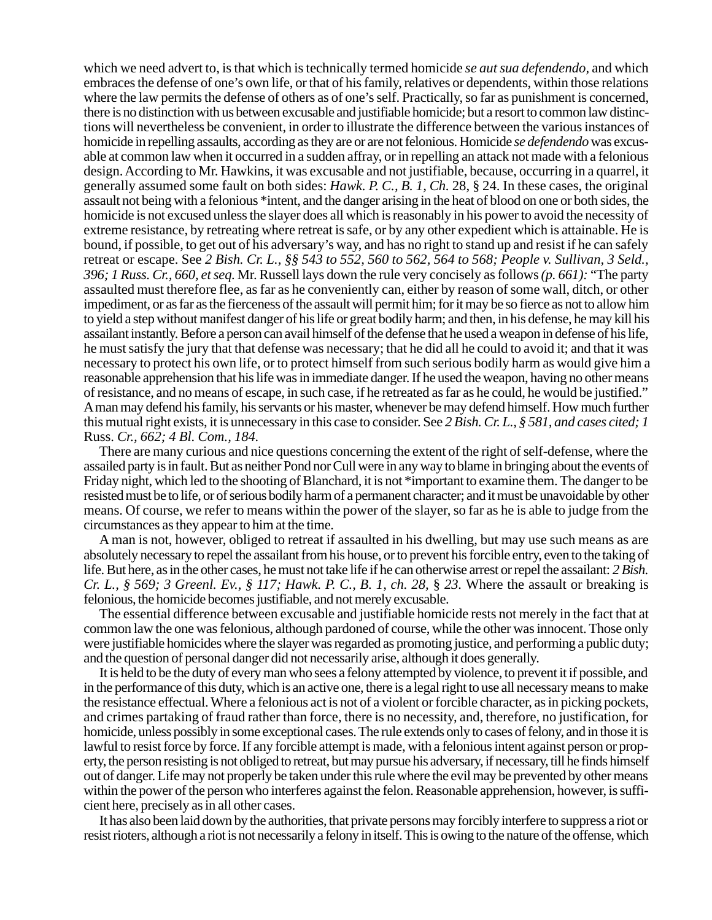which we need advert to, is that which is technically termed homicide *se aut sua defendendo*, and which embraces the defense of one's own life, or that of his family, relatives or dependents, within those relations where the law permits the defense of others as of one's self. Practically, so far as punishment is concerned, there is no distinction with us between excusable and justifiable homicide; but a resort to common law distinctions will nevertheless be convenient, in order to illustrate the difference between the various instances of homicide in repelling assaults, according as they are or are not felonious. Homicide *se defendendo* was excusable at common law when it occurred in a sudden affray, or in repelling an attack not made with a felonious design. According to Mr. Hawkins, it was excusable and not justifiable, because, occurring in a quarrel, it generally assumed some fault on both sides: *Hawk. P. C., B. 1, Ch.* 28, § 24. In these cases, the original assault not being with a felonious *intent, and the danger arising in the heat of blood on one or both sides, the homicide is not excused unless the slayer does all which is reasonably in his power to avoid the necessity of extreme resistance, by retreating where retreat is safe, or by any other expedient which is attainable. He is bound, if possible, to get out of his adversary's way, and has no right to stand up and resist if he can safely retreat or escape. See *2 Bish. Cr. L., §§ 543 to 552, 560 to 562, 564 to 568; People v. Sullivan, 3 Seld., 396; 1 Russ. Cr., 660, et seq.* Mr. Russell lays down the rule very concisely as follows *(p. 661):* "The party assaulted must therefore flee, as far as he conveniently can, either by reason of some wall, ditch, or other impediment, or as far as the fierceness of the assault will permit him; for it may be so fierce as not to allow him to yield a step without manifest danger of his life or great bodily harm; and then, in his defense, he may kill his assailant instantly. Before a person can avail himself of the defense that he used a weapon in defense of his life, he must satisfy the jury that that defense was necessary; that he did all he could to avoid it; and that it was necessary to protect his own life, or to protect himself from such serious bodily harm as would give him a reasonable apprehension that his life was in immediate danger. If he used the weapon, having no other means of resistance, and no means of escape, in such case, if he retreated as far as he could, he would be justified." A man may defend his family, his servants or his master, whenever be may defend himself. How much further this mutual right exists, it is unnecessary in this case to consider. See *2 Bish. Cr. L., § 581, and cases cited; 1* Russ. *Cr., 662; 4 Bl. Com., 184.*

There are many curious and nice questions concerning the extent of the right of self-defense, where the assailed party is in fault. But as neither Pond nor Cull were in any way to blame in bringing about the events of Friday night, which led to the shooting of Blanchard, it is not *important to examine them. The danger to be resisted must be to life, or of serious bodily harm of a permanent character; and it must be unavoidable by other means. Of course, we refer to means within the power of the slayer, so far as he is able to judge from the circumstances as they appear to him at the time.

A man is not, however, obliged to retreat if assaulted in his dwelling, but may use such means as are absolutely necessary to repel the assailant from his house, or to prevent his forcible entry, even to the taking of life. But here, as in the other cases, he must not take life if he can otherwise arrest or repel the assailant: *2 Bish. Cr. L., § 569; 3 Greenl. Ev., § 117; Hawk. P. C., B. 1, ch. 28,* § *23*. Where the assault or breaking is felonious, the homicide becomes justifiable, and not merely excusable.

The essential difference between excusable and justifiable homicide rests not merely in the fact that at common law the one was felonious, although pardoned of course, while the other was innocent. Those only were justifiable homicides where the slayer was regarded as promoting justice, and performing a public duty; and the question of personal danger did not necessarily arise, although it does generally.

It is held to be the duty of every man who sees a felony attempted by violence, to prevent it if possible, and in the performance of this duty, which is an active one, there is a legal right to use all necessary means to make the resistance effectual. Where a felonious act is not of a violent or forcible character, as in picking pockets, and crimes partaking of fraud rather than force, there is no necessity, and, therefore, no justification, for homicide, unless possibly in some exceptional cases. The rule extends only to cases of felony, and in those it is lawful to resist force by force. If any forcible attempt is made, with a felonious intent against person or property, the person resisting is not obliged to retreat, but may pursue his adversary, if necessary, till he finds himself out of danger. Life may not properly be taken under this rule where the evil may be prevented by other means within the power of the person who interferes against the felon. Reasonable apprehension, however, is sufficient here, precisely as in all other cases.

It has also been laid down by the authorities, that private persons may forcibly interfere to suppress a riot or resist rioters, although a riot is not necessarily a felony in itself. This is owing to the nature of the offense, which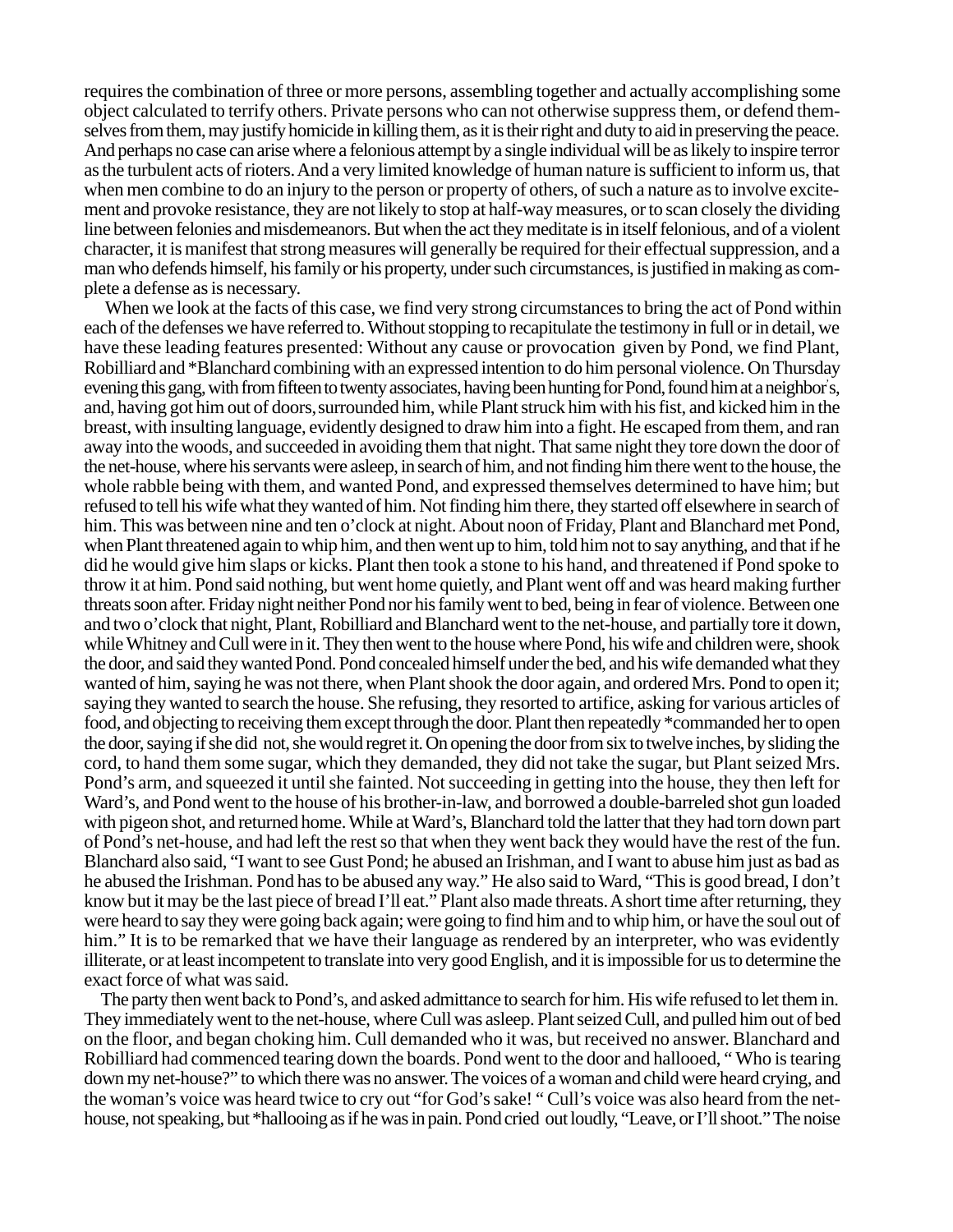requires the combination of three or more persons, assembling together and actually accomplishing some object calculated to terrify others. Private persons who can not otherwise suppress them, or defend themselves from them, may justify homicide in killing them, as it is their right and duty to aid in preserving the peace. And perhaps no case can arise where a felonious attempt by a single individual will be as likely to inspire terror as the turbulent acts of rioters. And a very limited knowledge of human nature is sufficient to inform us, that when men combine to do an injury to the person or property of others, of such a nature as to involve excitement and provoke resistance, they are not likely to stop at half-way measures, or to scan closely the dividing line between felonies and misdemeanors. But when the act they meditate is in itself felonious, and of a violent character, it is manifest that strong measures will generally be required for their effectual suppression, and a man who defends himself, his family or his property, under such circumstances, is justified in making as complete a defense as is necessary.

When we look at the facts of this case, we find very strong circumstances to bring the act of Pond within each of the defenses we have referred to. Without stopping to recapitulate the testimony in full or in detail, we have these leading features presented: Without any cause or provocation given by Pond, we find Plant, Robilliard and *Blanchard combining with an expressed intention to do him personal violence. On Thursday evening this gang, with from fifteen to twenty associates, having been hunting for Pond, found him at a neighbor's, and, having got him out of doors, surrounded him, while Plant struck him with his fist, and kicked him in the breast, with insulting language, evidently designed to draw him into a fight. He escaped from them, and ran away into the woods, and succeeded in avoiding them that night. That same night they tore down the door of the net-house, where his servants were asleep, in search of him, and not finding him there went to the house, the whole rabble being with them, and wanted Pond, and expressed themselves determined to have him; but refused to tell his wife what they wanted of him. Not finding him there, they started off elsewhere in search of him. This was between nine and ten o'clock at night. About noon of Friday, Plant and Blanchard met Pond, when Plant threatened again to whip him, and then went up to him, told him not to say anything, and that if he did he would give him slaps or kicks. Plant then took a stone to his hand, and threatened if Pond spoke to throw it at him. Pond said nothing, but went home quietly, and Plant went off and was heard making further threats soon after. Friday night neither Pond nor his family went to bed, being in fear of violence. Between one and two o'clock that night, Plant, Robilliard and Blanchard went to the net-house, and partially tore it down, while Whitney and Cull were in it. They then went to the house where Pond, his wife and children were, shook the door, and said they wanted Pond. Pond concealed himself under the bed, and his wife demanded what they wanted of him, saying he was not there, when Plant shook the door again, and ordered Mrs. Pond to open it; saying they wanted to search the house. She refusing, they resorted to artifice, asking for various articles of food, and objecting to receiving them except through the door. Plant then repeatedly *commanded her to open the door, saying if she did not, she would regret it. On opening the door from six to twelve inches, by sliding the cord, to hand them some sugar, which they demanded, they did not take the sugar, but Plant seized Mrs. Pond's arm, and squeezed it until she fainted. Not succeeding in getting into the house, they then left for Ward's, and Pond went to the house of his brother-in-law, and borrowed a double-barreled shot gun loaded with pigeon shot, and returned home. While at Ward's, Blanchard told the latter that they had torn down part of Pond's net-house, and had left the rest so that when they went back they would have the rest of the fun. Blanchard also said, "I want to see Gust Pond; he abused an Irishman, and I want to abuse him just as bad as he abused the Irishman. Pond has to be abused any way." He also said to Ward, "This is good bread, I don't know but it may be the last piece of bread I'll eat." Plant also made threats. A short time after returning, they were heard to say they were going back again; were going to find him and to whip him, or have the soul out of him." It is to be remarked that we have their language as rendered by an interpreter, who was evidently illiterate, or at least incompetent to translate into very good English, and it is impossible for us to determine the exact force of what was said.

The party then went back to Pond's, and asked admittance to search for him. His wife refused to let them in. They immediately went to the net-house, where Cull was asleep. Plant seized Cull, and pulled him out of bed on the floor, and began choking him. Cull demanded who it was, but received no answer. Blanchard and Robilliard had commenced tearing down the boards. Pond went to the door and hallooed, " Who is tearing down my net-house?" to which there was no answer. The voices of a woman and child were heard crying, and the woman's voice was heard twice to cry out "for God's sake! " Cull's voice was also heard from the net-house, not speaking, but *hallooing as if he was in pain. Pond cried out loudly, "Leave, or I'll shoot." The noise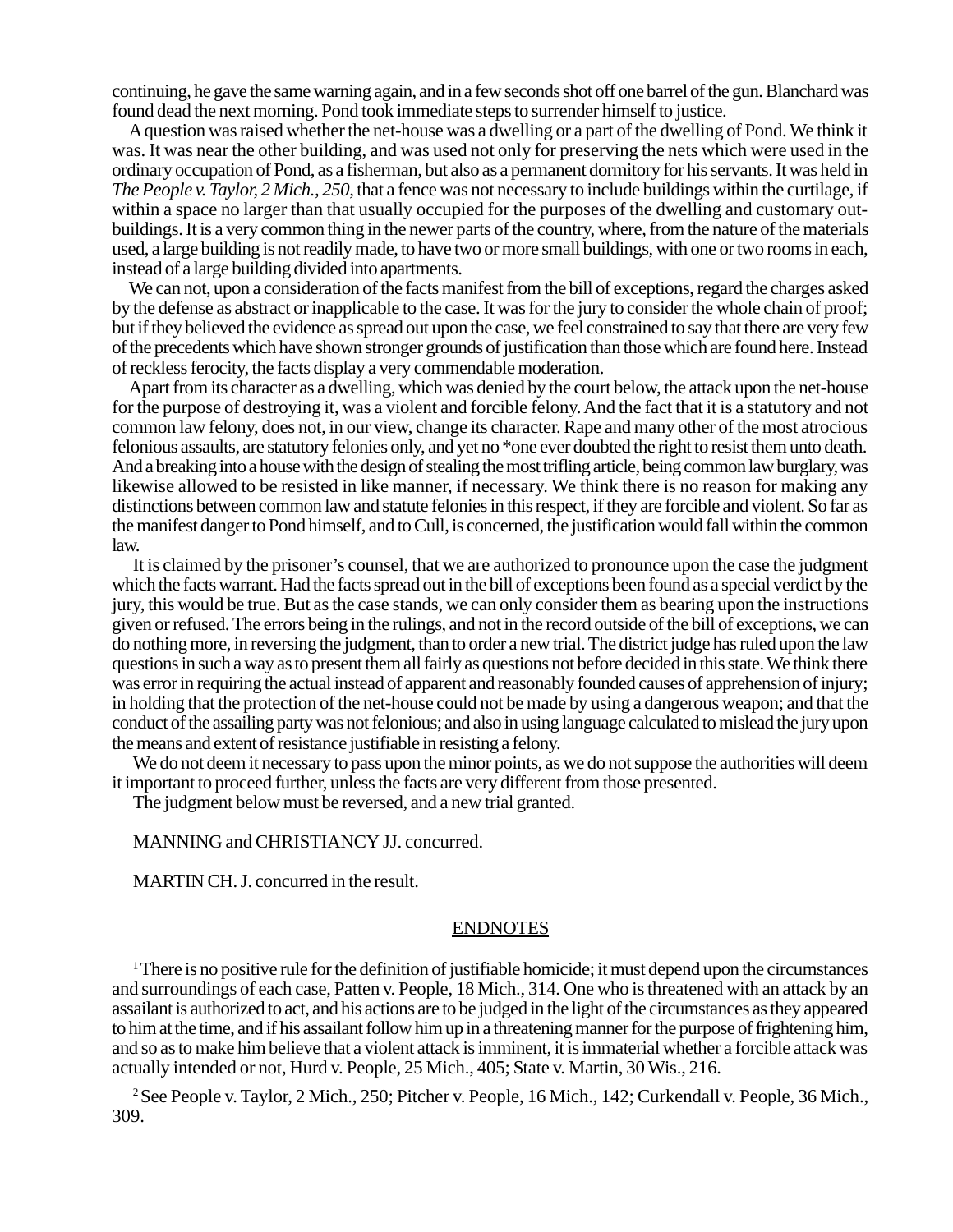continuing, he gave the same warning again, and in a few seconds shot off one barrel of the gun. Blanchard was found dead the next morning. Pond took immediate steps to surrender himself to justice.

A question was raised whether the net-house was a dwelling or a part of the dwelling of Pond. We think it was. It was near the other building, and was used not only for preserving the nets which were used in the ordinary occupation of Pond, as a fisherman, but also as a permanent dormitory for his servants. It was held in *The People v. Taylor, 2 Mich., 250,* that a fence was not necessary to include buildings within the curtilage, if within a space no larger than that usually occupied for the purposes of the dwelling and customary out-buildings. It is a very common thing in the newer parts of the country, where, from the nature of the materials used, a large building is not readily made, to have two or more small buildings, with one or two rooms in each, instead of a large building divided into apartments.

We can not, upon a consideration of the facts manifest from the bill of exceptions, regard the charges asked by the defense as abstract or inapplicable to the case. It was for the jury to consider the whole chain of proof; but if they believed the evidence as spread out upon the case, we feel constrained to say that there are very few of the precedents which have shown stronger grounds of justification than those which are found here. Instead of reckless ferocity, the facts display a very commendable moderation.

Apart from its character as a dwelling, which was denied by the court below, the attack upon the net-house for the purpose of destroying it, was a violent and forcible felony. And the fact that it is a statutory and not common law felony, does not, in our view, change its character. Rape and many other of the most atrocious felonious assaults, are statutory felonies only, and yet no *one ever doubted the right to resist them unto death. And a breaking into a house with the design of stealing the most trifling article, being common law burglary, was likewise allowed to be resisted in like manner, if necessary. We think there is no reason for making any distinctions between common law and statute felonies in this respect, if they are forcible and violent. So far as the manifest danger to Pond himself, and to Cull, is concerned, the justification would fall within the common law.

It is claimed by the prisoner's counsel, that we are authorized to pronounce upon the case the judgment which the facts warrant. Had the facts spread out in the bill of exceptions been found as a special verdict by the jury, this would be true. But as the case stands, we can only consider them as bearing upon the instructions given or refused. The errors being in the rulings, and not in the record outside of the bill of exceptions, we can do nothing more, in reversing the judgment, than to order a new trial. The district judge has ruled upon the law questions in such a way as to present them all fairly as questions not before decided in this state. We think there was error in requiring the actual instead of apparent and reasonably founded causes of apprehension of injury; in holding that the protection of the net-house could not be made by using a dangerous weapon; and that the conduct of the assailing party was not felonious; and also in using language calculated to mislead the jury upon the means and extent of resistance justifiable in resisting a felony.

We do not deem it necessary to pass upon the minor points, as we do not suppose the authorities will deem it important to proceed further, unless the facts are very different from those presented.

The judgment below must be reversed, and a new trial granted.

MANNING and CHRISTIANCY JJ. concurred.

MARTIN CH. J. concurred in the result.

## ENDNOTES

[1] There is no positive rule for the definition of justifiable homicide; it must depend upon the circumstances and surroundings of each case, Patten v. People, 18 Mich., 314. One who is threatened with an attack by an assailant is authorized to act, and his actions are to be judged in the light of the circumstances as they appeared to him at the time, and if his assailant follow him up in a threatening manner for the purpose of frightening him, and so as to make him believe that a violent attack is imminent, it is immaterial whether a forcible attack was actually intended or not, Hurd v. People, 25 Mich., 405; State v. Martin, 30 Wis., 216.

[2] See People v. Taylor, 2 Mich., 250; Pitcher v. People, 16 Mich., 142; Curkendall v. People, 36 Mich., 309.